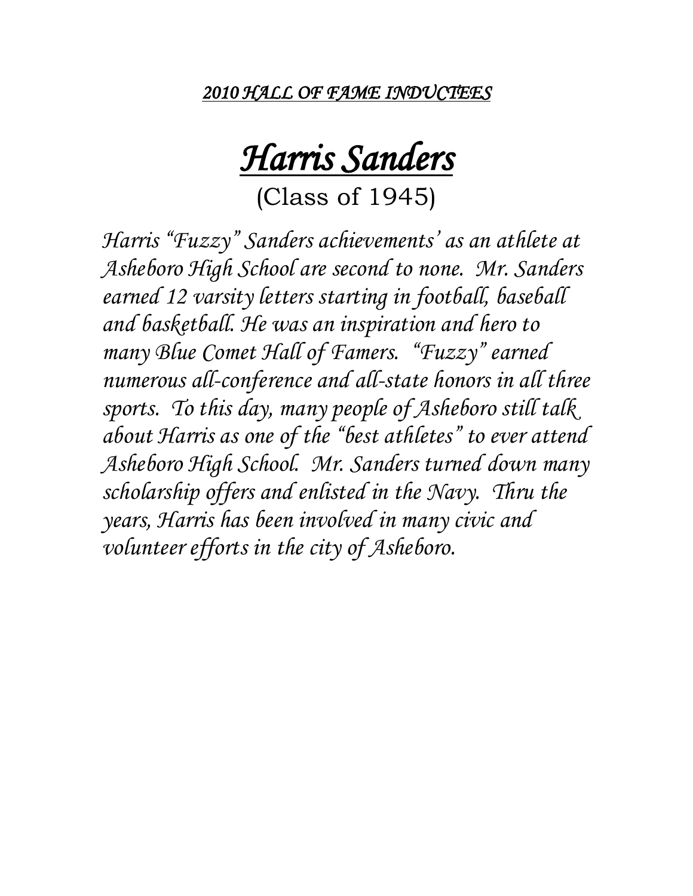***2010 HALL OF FAME INDUCTEES***

# *Harris Sanders*

(Class of 1945)

*Harris "Fuzzy" Sanders achievements' as an athlete at Asheboro High School are second to none. Mr. Sanders earned 12 varsity letters starting in football, baseball and basketball. He was an inspiration and hero to many Blue Comet Hall of Famers. "Fuzzy" earned numerous all-conference and all-state honors in all three sports. To this day, many people of Asheboro still talk about Harris as one of the "best athletes" to ever attend Asheboro High School. Mr. Sanders turned down many scholarship offers and enlisted in the Navy. Thru the years, Harris has been involved in many civic and volunteer efforts in the city of Asheboro.*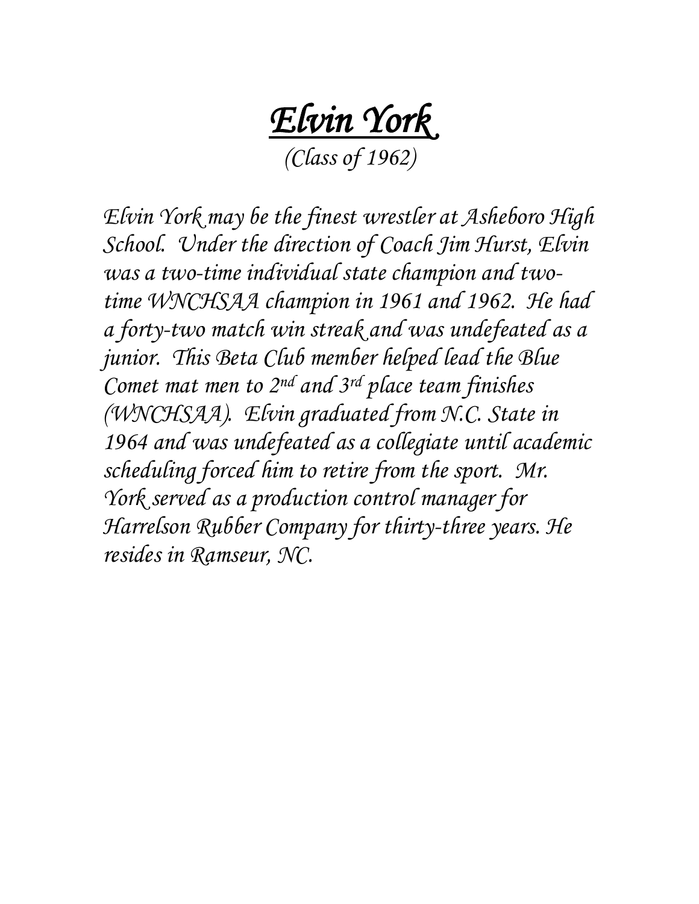# *Elvin York*

*(Class of 1962)*

*Elvin York may be the finest wrestler at Asheboro High School. Under the direction of Coach Jim Hurst, Elvin was a two-time individual state champion and two-time WNCHSAA champion in 1961 and 1962. He had a forty-two match win streak and was undefeated as a junior. This Beta Club member helped lead the Blue Comet mat men to 2nd and 3rd place team finishes (WNCHSAA). Elvin graduated from N.C. State in 1964 and was undefeated as a collegiate until academic scheduling forced him to retire from the sport. Mr. York served as a production control manager for Harrelson Rubber Company for thirty-three years. He resides in Ramseur, NC.*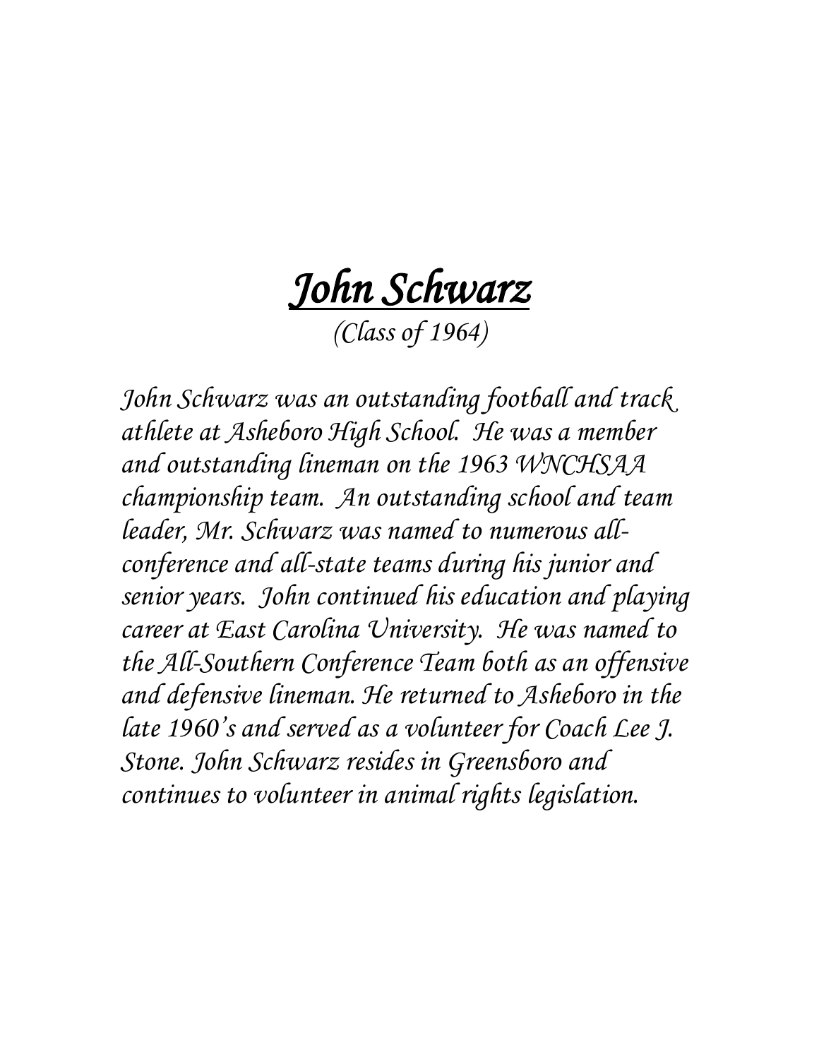# *John Schwarz*

*(Class of 1964)*

*John Schwarz was an outstanding football and track athlete at Asheboro High School. He was a member and outstanding lineman on the 1963 WNCHSAA championship team. An outstanding school and team leader, Mr. Schwarz was named to numerous all-conference and all-state teams during his junior and senior years. John continued his education and playing career at East Carolina University. He was named to the All-Southern Conference Team both as an offensive and defensive lineman. He returned to Asheboro in the late 1960's and served as a volunteer for Coach Lee J. Stone. John Schwarz resides in Greensboro and continues to volunteer in animal rights legislation.*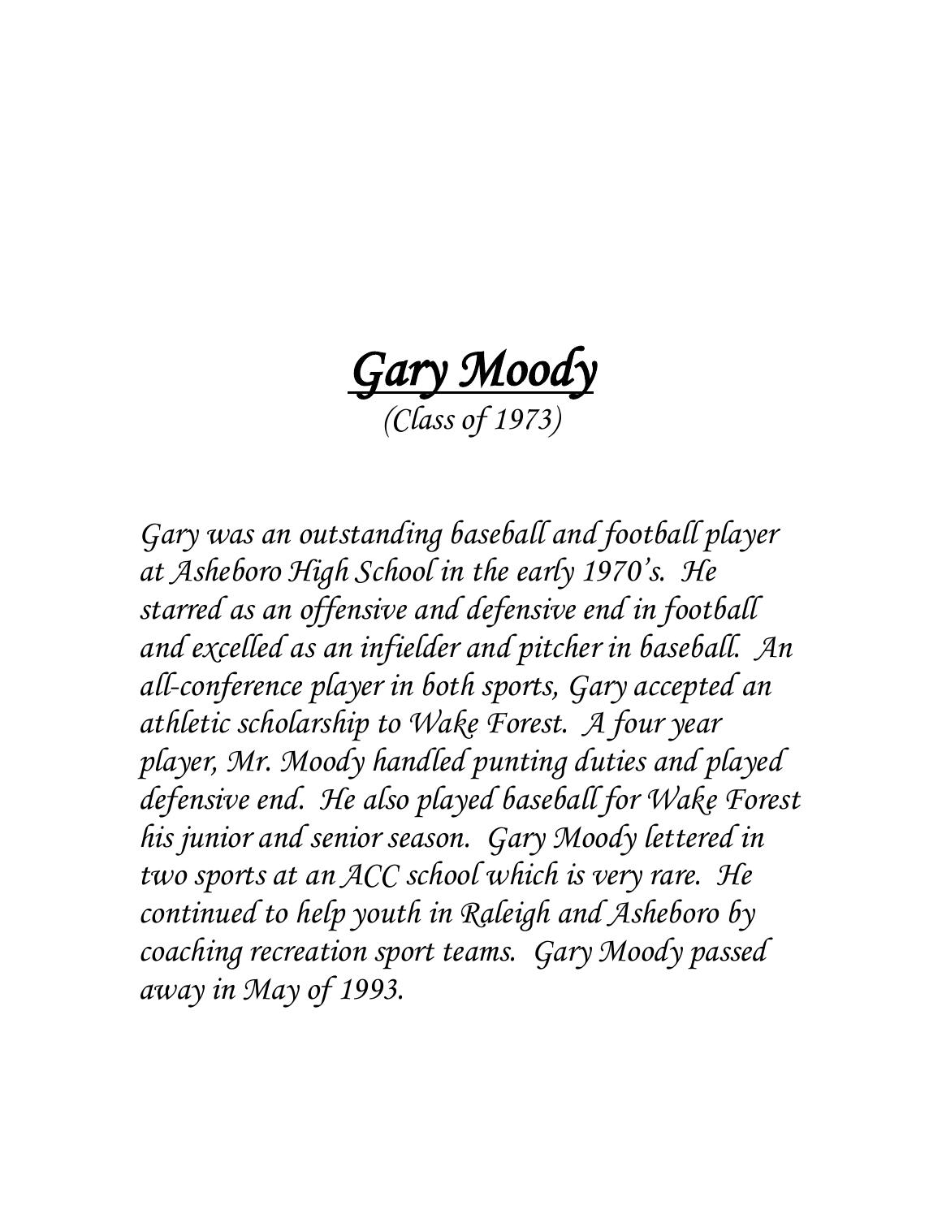# *Gary Moody*

*(Class of 1973)*

*Gary was an outstanding baseball and football player at Asheboro High School in the early 1970's. He starred as an offensive and defensive end in football and excelled as an infielder and pitcher in baseball. An all-conference player in both sports, Gary accepted an athletic scholarship to Wake Forest. A four year player, Mr. Moody handled punting duties and played defensive end. He also played baseball for Wake Forest his junior and senior season. Gary Moody lettered in two sports at an ACC school which is very rare. He continued to help youth in Raleigh and Asheboro by coaching recreation sport teams. Gary Moody passed away in May of 1993.*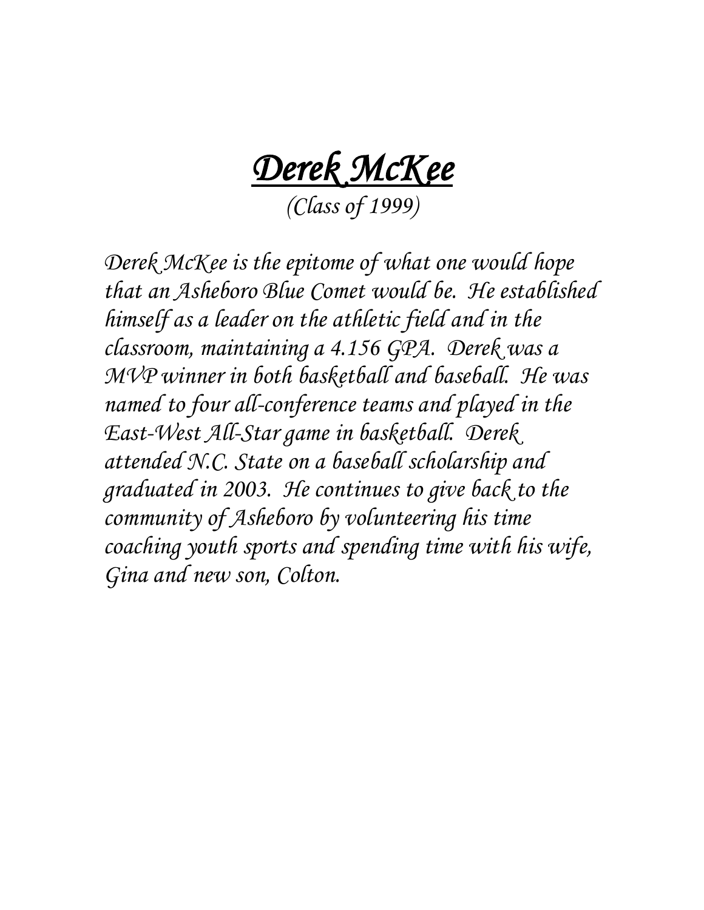# *Derek McKee*

*(Class of 1999)*

*Derek McKee is the epitome of what one would hope that an Asheboro Blue Comet would be. He established himself as a leader on the athletic field and in the classroom, maintaining a 4.156 GPA. Derek was a MVP winner in both basketball and baseball. He was named to four all-conference teams and played in the East-West All-Star game in basketball. Derek attended N.C. State on a baseball scholarship and graduated in 2003. He continues to give back to the community of Asheboro by volunteering his time coaching youth sports and spending time with his wife, Gina and new son, Colton.*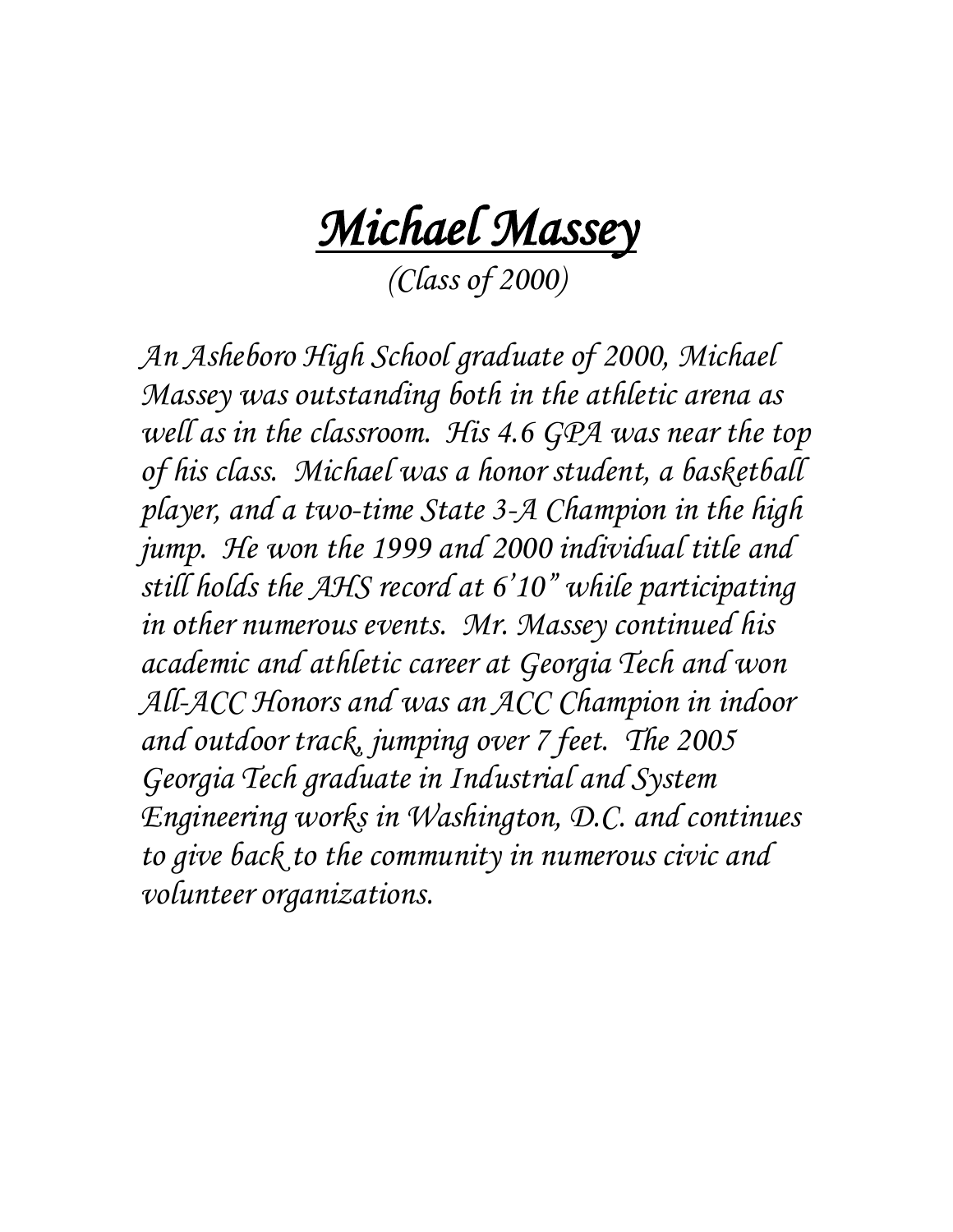# *Michael Massey*

*(Class of 2000)*

*An Asheboro High School graduate of 2000, Michael Massey was outstanding both in the athletic arena as well as in the classroom. His 4.6 GPA was near the top of his class. Michael was a honor student, a basketball player, and a two-time State 3-A Champion in the high jump. He won the 1999 and 2000 individual title and still holds the AHS record at 6'10" while participating in other numerous events. Mr. Massey continued his academic and athletic career at Georgia Tech and won All-ACC Honors and was an ACC Champion in indoor and outdoor track, jumping over 7 feet. The 2005 Georgia Tech graduate in Industrial and System Engineering works in Washington, D.C. and continues to give back to the community in numerous civic and volunteer organizations.*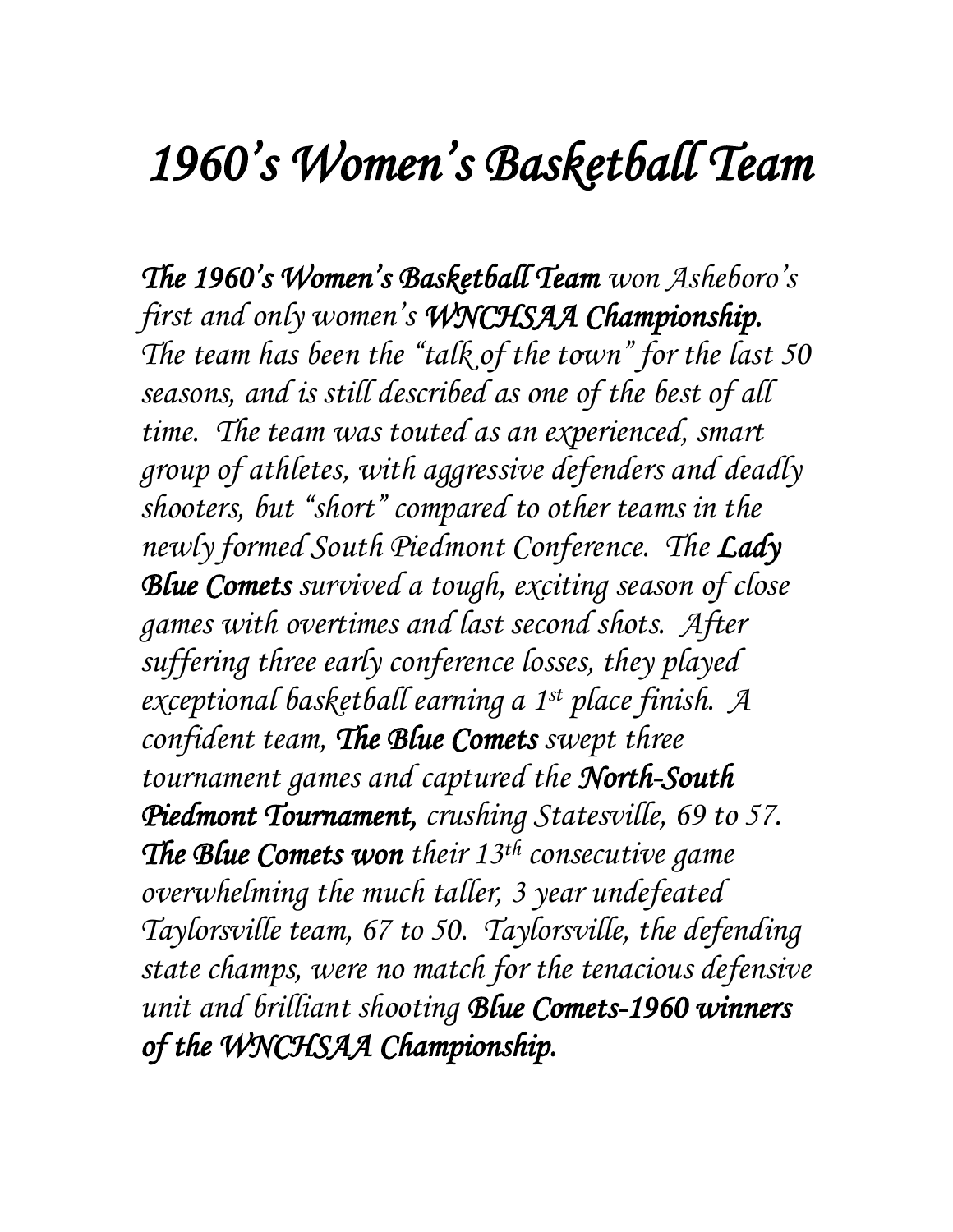# *1960's Women's Basketball Team*

***The 1960's Women's Basketball Team*** *won Asheboro's first and only women's* ***WNCHSAA Championship.*** *The team has been the "talk of the town" for the last 50 seasons, and is still described as one of the best of all time. The team was touted as an experienced, smart group of athletes, with aggressive defenders and deadly shooters, but "short" compared to other teams in the newly formed South Piedmont Conference. The* ***Lady Blue Comets*** *survived a tough, exciting season of close games with overtimes and last second shots. After suffering three early conference losses, they played exceptional basketball earning a 1st place finish. A confident team,* ***The Blue Comets*** *swept three tournament games and captured the* ***North-South Piedmont Tournament,*** *crushing Statesville, 69 to 57.* ***The Blue Comets won*** *their 13th consecutive game overwhelming the much taller, 3 year undefeated Taylorsville team, 67 to 50. Taylorsville, the defending state champs, were no match for the tenacious defensive unit and brilliant shooting* ***Blue Comets-1960 winners of the WNCHSAA Championship.***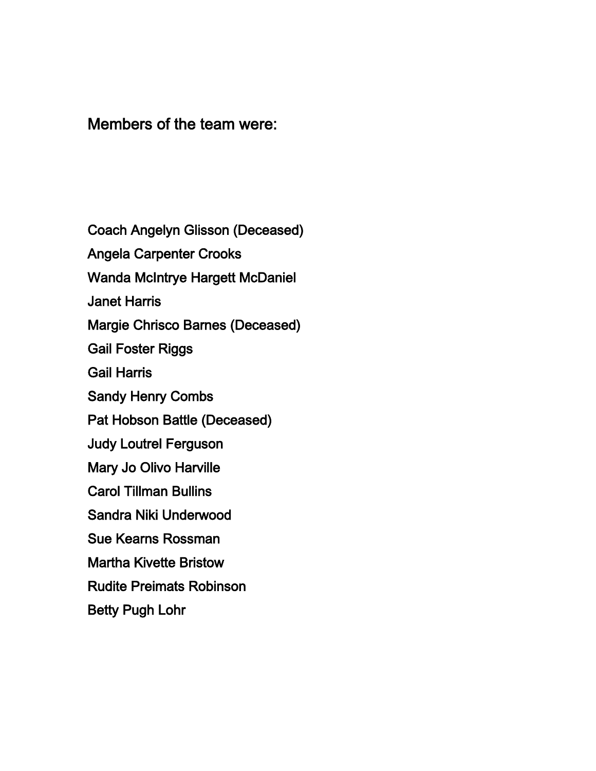Members of the team were:

Coach Angelyn Glisson (Deceased)

Angela Carpenter Crooks

Wanda McIntrye Hargett McDaniel

Janet Harris

Margie Chrisco Barnes (Deceased)

Gail Foster Riggs

Gail Harris

Sandy Henry Combs

Pat Hobson Battle (Deceased)

Judy Loutrel Ferguson

Mary Jo Olivo Harville

Carol Tillman Bullins

Sandra Niki Underwood

Sue Kearns Rossman

Martha Kivette Bristow

Rudite Preimats Robinson

Betty Pugh Lohr